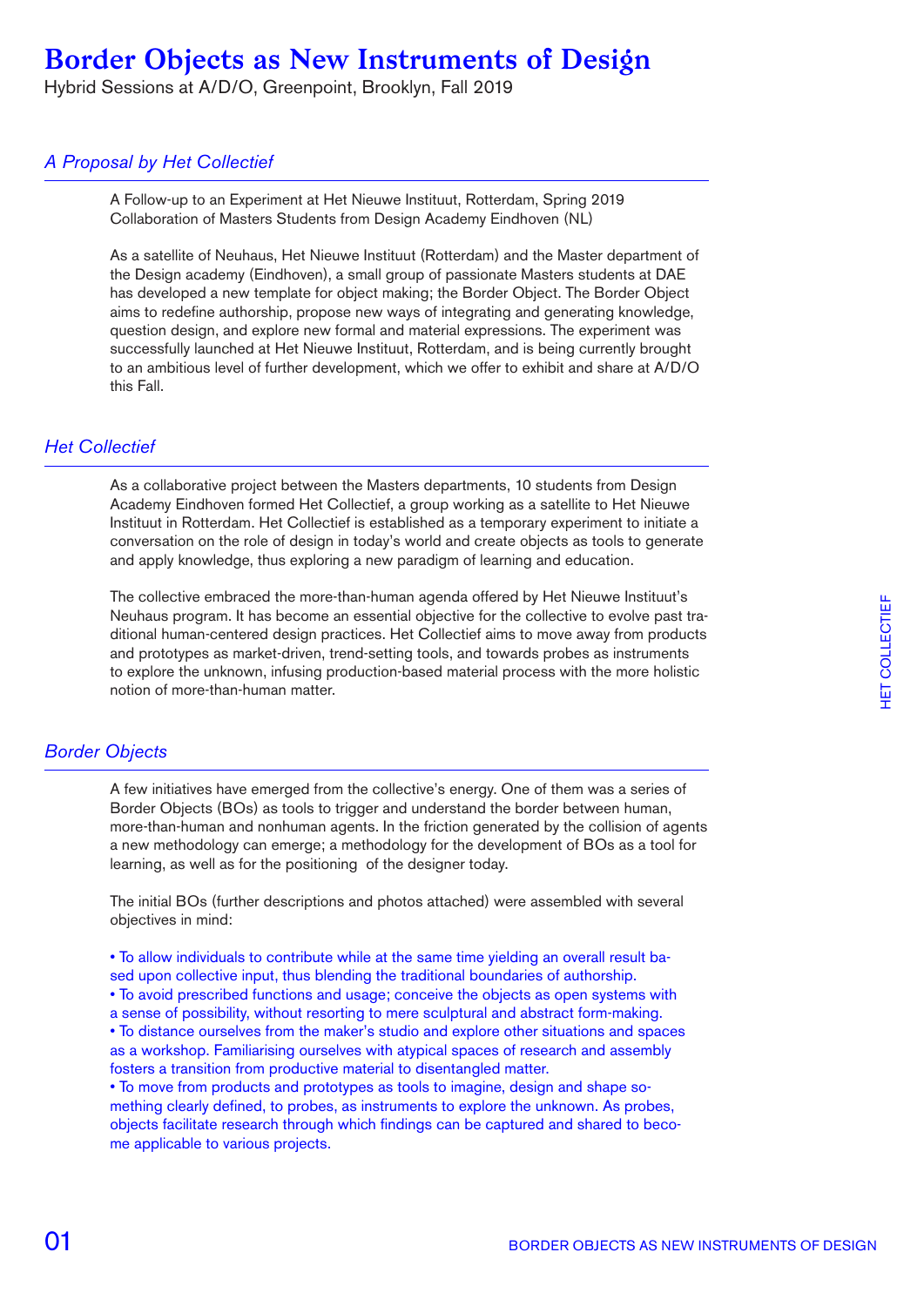# Border Objects as New Instruments of Design

Hybrid Sessions at A/D/O, Greenpoint, Brooklyn, Fall 2019

## *A Proposal by Het Collectief*

A Follow-up to an Experiment at Het Nieuwe Instituut, Rotterdam, Spring 2019
Collaboration of Masters Students from Design Academy Eindhoven (NL)

As a satellite of Neuhaus, Het Nieuwe Instituut (Rotterdam) and the Master department of the Design academy (Eindhoven), a small group of passionate Masters students at DAE has developed a new template for object making; the Border Object. The Border Object aims to redefine authorship, propose new ways of integrating and generating knowledge, question design, and explore new formal and material expressions. The experiment was successfully launched at Het Nieuwe Instituut, Rotterdam, and is being currently brought to an ambitious level of further development, which we offer to exhibit and share at A/D/O this Fall.

## *Het Collectief*

As a collaborative project between the Masters departments, 10 students from Design Academy Eindhoven formed Het Collectief, a group working as a satellite to Het Nieuwe Instituut in Rotterdam. Het Collectief is established as a temporary experiment to initiate a conversation on the role of design in today's world and create objects as tools to generate and apply knowledge, thus exploring a new paradigm of learning and education.

The collective embraced the more-than-human agenda offered by Het Nieuwe Instituut's Neuhaus program. It has become an essential objective for the collective to evolve past traditional human-centered design practices. Het Collectief aims to move away from products and prototypes as market-driven, trend-setting tools, and towards probes as instruments to explore the unknown, infusing production-based material process with the more holistic notion of more-than-human matter.

## *Border Objects*

A few initiatives have emerged from the collective's energy. One of them was a series of Border Objects (BOs) as tools to trigger and understand the border between human, more-than-human and nonhuman agents. In the friction generated by the collision of agents a new methodology can emerge; a methodology for the development of BOs as a tool for learning, as well as for the positioning of the designer today.

The initial BOs (further descriptions and photos attached) were assembled with several objectives in mind:

- To allow individuals to contribute while at the same time yielding an overall result based upon collective input, thus blending the traditional boundaries of authorship.
- To avoid prescribed functions and usage; conceive the objects as open systems with a sense of possibility, without resorting to mere sculptural and abstract form-making.
- To distance ourselves from the maker's studio and explore other situations and spaces as a workshop. Familiarising ourselves with atypical spaces of research and assembly fosters a transition from productive material to disentangled matter.
- To move from products and prototypes as tools to imagine, design and shape something clearly defined, to probes, as instruments to explore the unknown. As probes, objects facilitate research through which findings can be captured and shared to become applicable to various projects.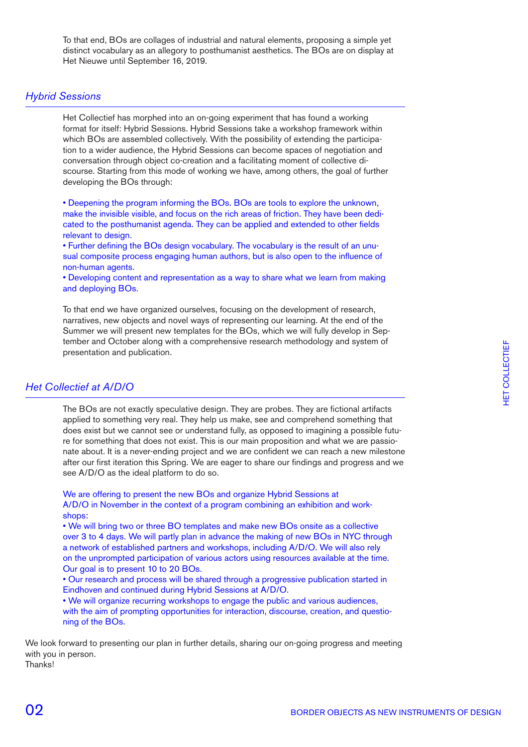To that end, BOs are collages of industrial and natural elements, proposing a simple yet distinct vocabulary as an allegory to posthumanist aesthetics. The BOs are on display at Het Nieuwe until September 16, 2019.

## *Hybrid Sessions*

Het Collectief has morphed into an on-going experiment that has found a working format for itself: Hybrid Sessions. Hybrid Sessions take a workshop framework within which BOs are assembled collectively. With the possibility of extending the participation to a wider audience, the Hybrid Sessions can become spaces of negotiation and conversation through object co-creation and a facilitating moment of collective discourse. Starting from this mode of working we have, among others, the goal of further developing the BOs through:

- Deepening the program informing the BOs. BOs are tools to explore the unknown, make the invisible visible, and focus on the rich areas of friction. They have been dedicated to the posthumanist agenda. They can be applied and extended to other fields relevant to design.
- Further defining the BOs design vocabulary. The vocabulary is the result of an unusual composite process engaging human authors, but is also open to the influence of non-human agents.
- Developing content and representation as a way to share what we learn from making and deploying BOs.

To that end we have organized ourselves, focusing on the development of research, narratives, new objects and novel ways of representing our learning. At the end of the Summer we will present new templates for the BOs, which we will fully develop in September and October along with a comprehensive research methodology and system of presentation and publication.

## *Het Collectief at A/D/O*

The BOs are not exactly speculative design. They are probes. They are fictional artifacts applied to something very real. They help us make, see and comprehend something that does exist but we cannot see or understand fully, as opposed to imagining a possible future for something that does not exist. This is our main proposition and what we are passionate about. It is a never-ending project and we are confident we can reach a new milestone after our first iteration this Spring. We are eager to share our findings and progress and we see A/D/O as the ideal platform to do so.

We are offering to present the new BOs and organize Hybrid Sessions at A/D/O in November in the context of a program combining an exhibition and workshops:

- We will bring two or three BO templates and make new BOs onsite as a collective over 3 to 4 days. We will partly plan in advance the making of new BOs in NYC through a network of established partners and workshops, including A/D/O. We will also rely on the unprompted participation of various actors using resources available at the time. Our goal is to present 10 to 20 BOs.
- Our research and process will be shared through a progressive publication started in Eindhoven and continued during Hybrid Sessions at A/D/O.
- We will organize recurring workshops to engage the public and various audiences, with the aim of prompting opportunities for interaction, discourse, creation, and questioning of the BOs.

We look forward to presenting our plan in further details, sharing our on-going progress and meeting with you in person.
Thanks!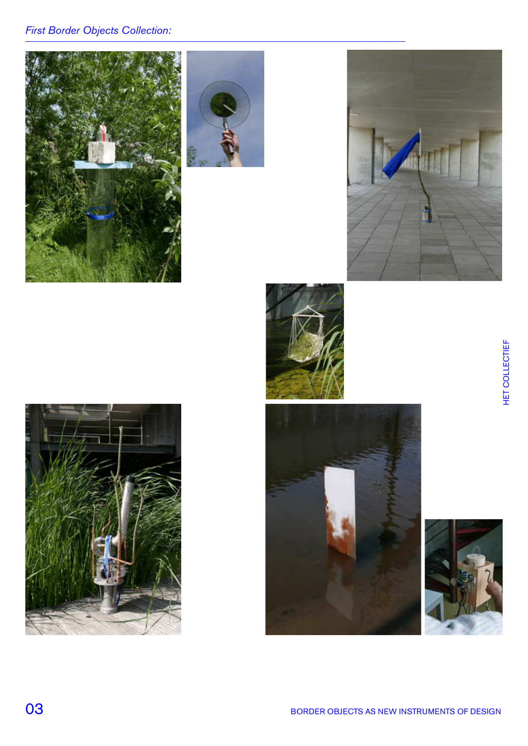*First Border Objects Collection:*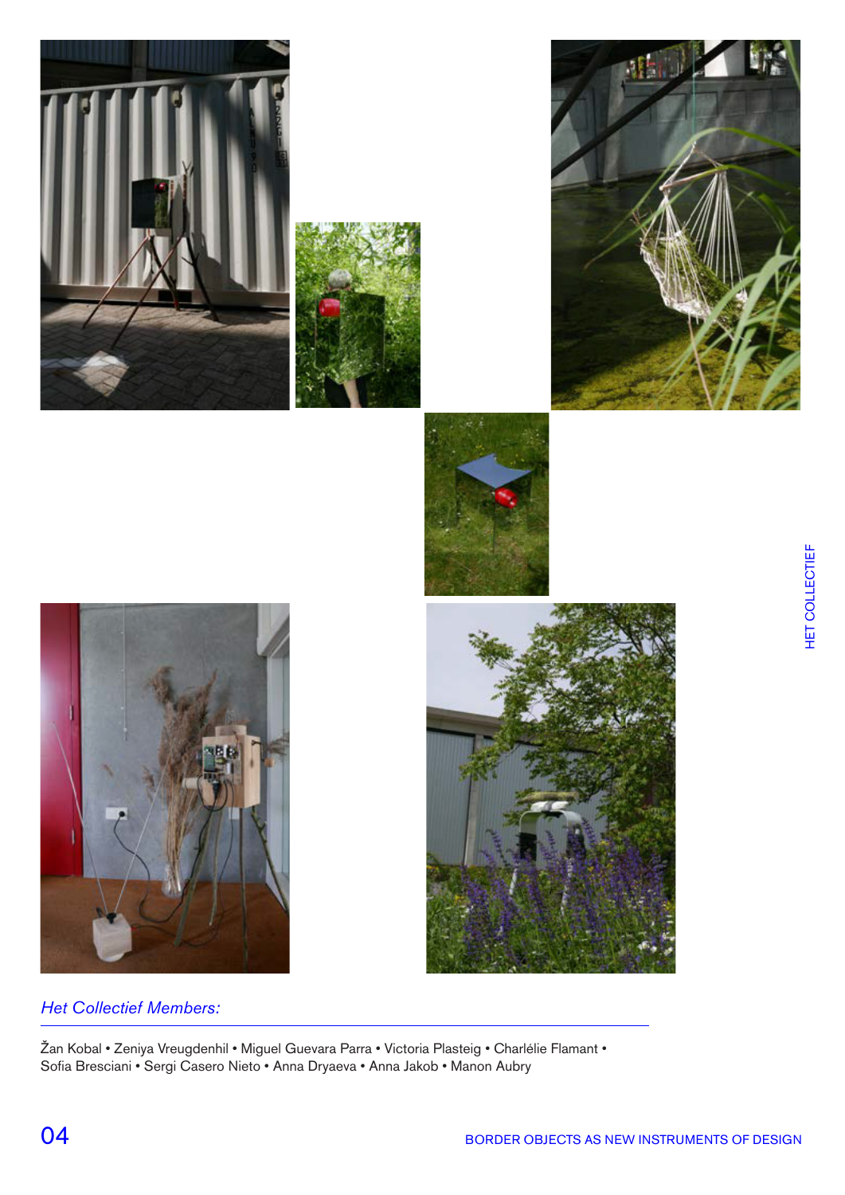*Het Collectief Members:*

Žan Kobal • Zeniya Vreugdenhil • Miguel Guevara Parra • Victoria Plasteig • Charlélie Flamant • Sofia Bresciani • Sergi Casero Nieto • Anna Dryaeva • Anna Jakob • Manon Aubry